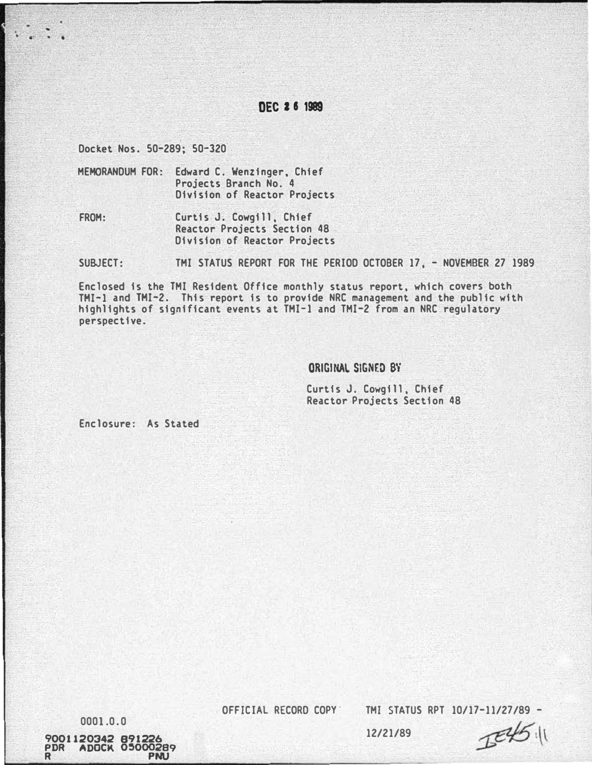DEC 26 1989

Docket Nos. 50-289; 50-320

MEMORANDUM FOR: Edward C. Wenzinger, Chief
Projects Branch No. 4
Division of Reactor Projects

FROM: Curtis J. Cowgill, Chief
Reactor Projects Section 4B
Division of Reactor Projects

SUBJECT: TMI STATUS REPORT FOR THE PERIOD OCTOBER 17, - NOVEMBER 27 1989

Enclosed is the TMI Resident Office monthly status report, which covers both TMI-1 and TMI-2. This report is to provide NRC management and the public with highlights of significant events at TMI-1 and TMI-2 from an NRC regulatory perspective.

ORIGINAL SIGNED BY

Curtis J. Cowgill, Chief
Reactor Projects Section 4B

Enclosure: As Stated

0001.0.0

OFFICIAL RECORD COPY

TMI STATUS RPT 10/17-11/27/89 - 12/21/89

9001120342 891226
PDR ADOCK 05000289
R PNU

IE45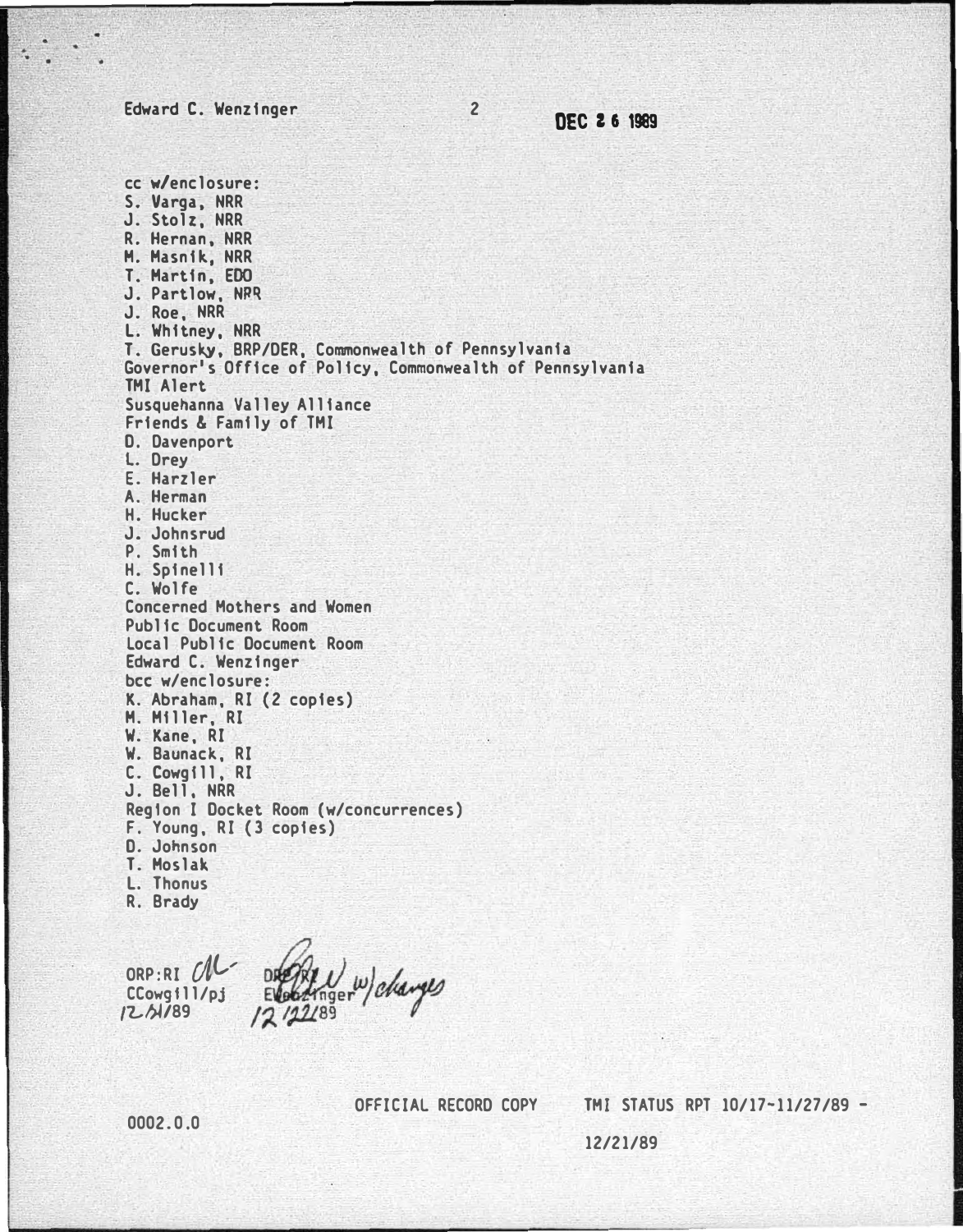Edward C. Wenzinger

DEC 26 1989

cc w/enclosure:
S. Varga, NRR
J. Stolz, NRR
R. Hernan, NRR
M. Masnik, NRR
T. Martin, EDO
J. Partlow, NRR
J. Roe, NRR
L. Whitney, NRR
T. Gerusky, BRP/DER, Commonwealth of Pennsylvania
Governor's Office of Policy, Commonwealth of Pennsylvania
TMI Alert
Susquehanna Valley Alliance
Friends & Family of TMI
D. Davenport
L. Drey
E. Harzler
A. Herman
H. Hucker
J. Johnsrud
P. Smith
H. Spinelli
C. Wolfe
Concerned Mothers and Women
Public Document Room
Local Public Document Room
Edward C. Wenzinger
bcc w/enclosure:
K. Abraham, RI (2 copies)
M. Miller, RI
W. Kane, RI
W. Baunack, RI
C. Cowgill, RI
J. Bell, NRR
Region I Docket Room (w/concurrences)
F. Young, RI (3 copies)
D. Johnson
T. Moslak
L. Thonus
R. Brady

ORP:RI
CCowgill/pj
12/21/89

DRP:RI
EWenzinger w/changes
12/22/89

OFFICIAL RECORD COPY TMI STATUS RPT 10/17-11/27/89 - 12/21/89

0002.0.0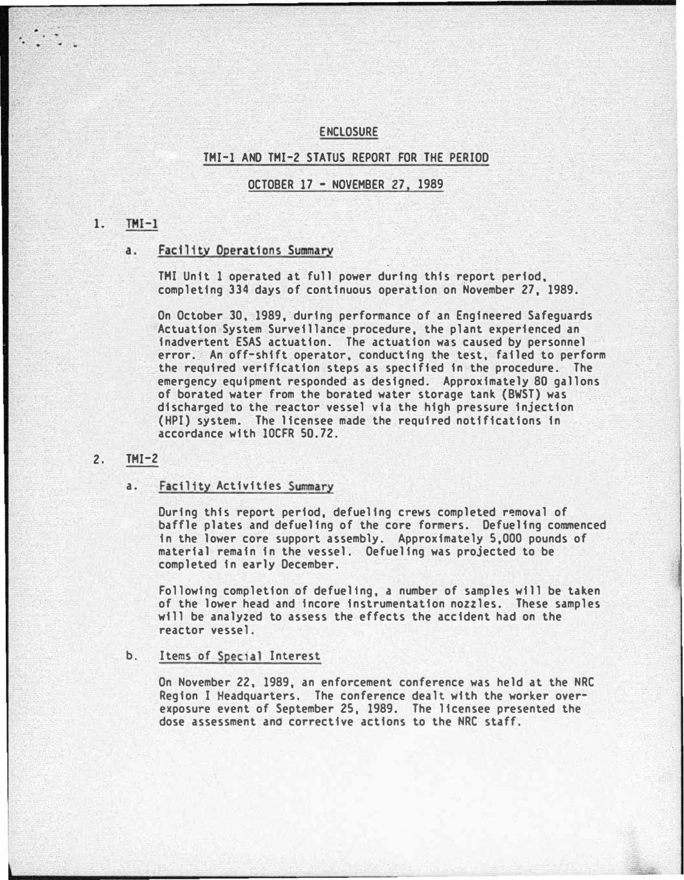# ENCLOSURE

## TMI-1 AND TMI-2 STATUS REPORT FOR THE PERIOD

## OCTOBER 17 - NOVEMBER 27, 1989

1. TMI-1

   a. Facility Operations Summary

      TMI Unit 1 operated at full power during this report period, completing 334 days of continuous operation on November 27, 1989.

      On October 30, 1989, during performance of an Engineered Safeguards Actuation System Surveillance procedure, the plant experienced an inadvertent ESAS actuation. The actuation was caused by personnel error. An off-shift operator, conducting the test, failed to perform the required verification steps as specified in the procedure. The emergency equipment responded as designed. Approximately 80 gallons of borated water from the borated water storage tank (BWST) was discharged to the reactor vessel via the high pressure injection (HPI) system. The licensee made the required notifications in accordance with 10CFR 50.72.

2. TMI-2

   a. Facility Activities Summary

      During this report period, defueling crews completed removal of baffle plates and defueling of the core formers. Defueling commenced in the lower core support assembly. Approximately 5,000 pounds of material remain in the vessel. Defueling was projected to be completed in early December.

      Following completion of defueling, a number of samples will be taken of the lower head and incore instrumentation nozzles. These samples will be analyzed to assess the effects the accident had on the reactor vessel.

   b. Items of Special Interest

      On November 22, 1989, an enforcement conference was held at the NRC Region I Headquarters. The conference dealt with the worker over-exposure event of September 25, 1989. The licensee presented the dose assessment and corrective actions to the NRC staff.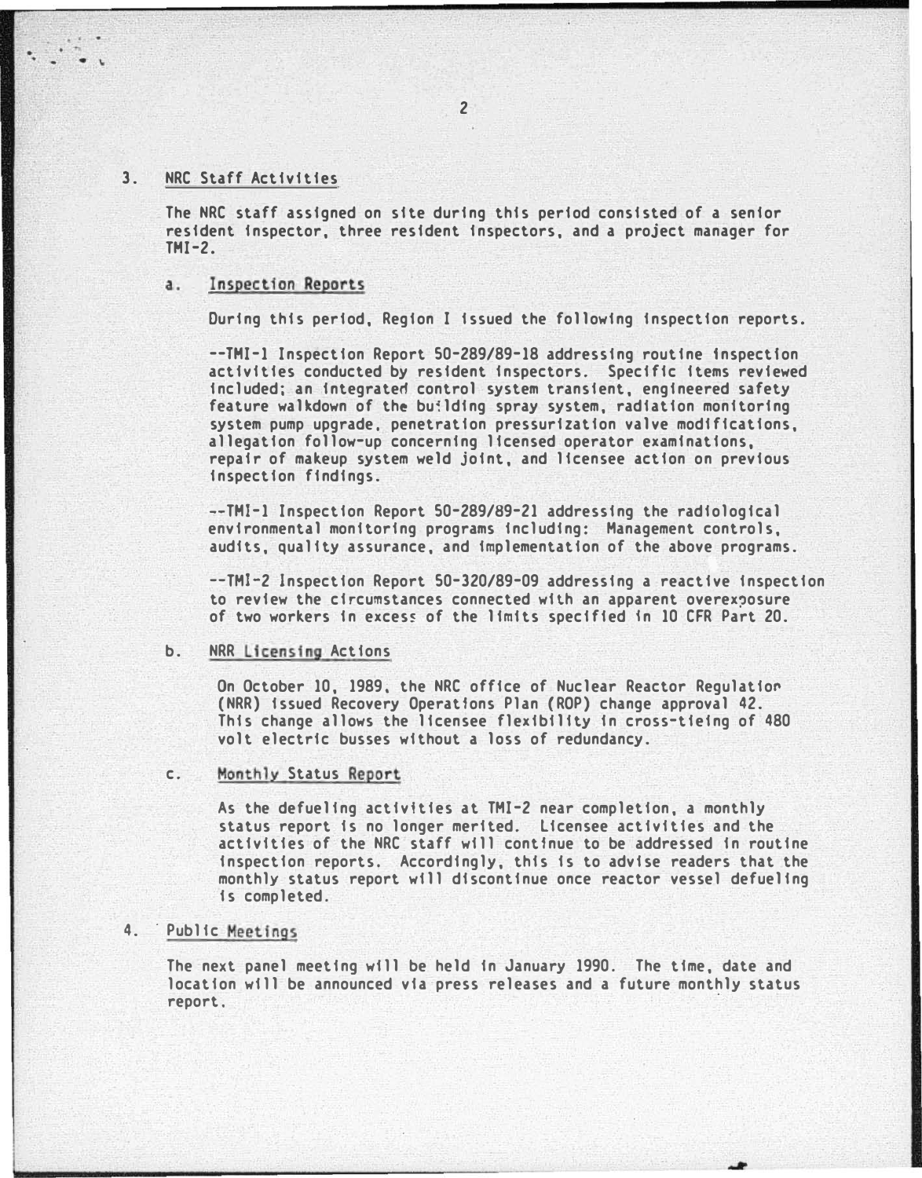## 3. NRC Staff Activities

The NRC staff assigned on site during this period consisted of a senior resident inspector, three resident inspectors, and a project manager for TMI-2.

### a. Inspection Reports

During this period, Region I issued the following inspection reports.

--TMI-1 Inspection Report 50-289/89-18 addressing routine inspection activities conducted by resident inspectors. Specific items reviewed included; an integrated control system transient, engineered safety feature walkdown of the building spray system, radiation monitoring system pump upgrade, penetration pressurization valve modifications, allegation follow-up concerning licensed operator examinations, repair of makeup system weld joint, and licensee action on previous inspection findings.

--TMI-1 Inspection Report 50-289/89-21 addressing the radiological environmental monitoring programs including: Management controls, audits, quality assurance, and implementation of the above programs.

--TMI-2 Inspection Report 50-320/89-09 addressing a reactive inspection to review the circumstances connected with an apparent overexposure of two workers in excess of the limits specified in 10 CFR Part 20.

### b. NRR Licensing Actions

On October 10, 1989, the NRC office of Nuclear Reactor Regulation (NRR) issued Recovery Operations Plan (ROP) change approval 42. This change allows the licensee flexibility in cross-tieing of 480 volt electric busses without a loss of redundancy.

### c. Monthly Status Report

As the defueling activities at TMI-2 near completion, a monthly status report is no longer merited. Licensee activities and the activities of the NRC staff will continue to be addressed in routine inspection reports. Accordingly, this is to advise readers that the monthly status report will discontinue once reactor vessel defueling is completed.

## 4. Public Meetings

The next panel meeting will be held in January 1990. The time, date and location will be announced via press releases and a future monthly status report.